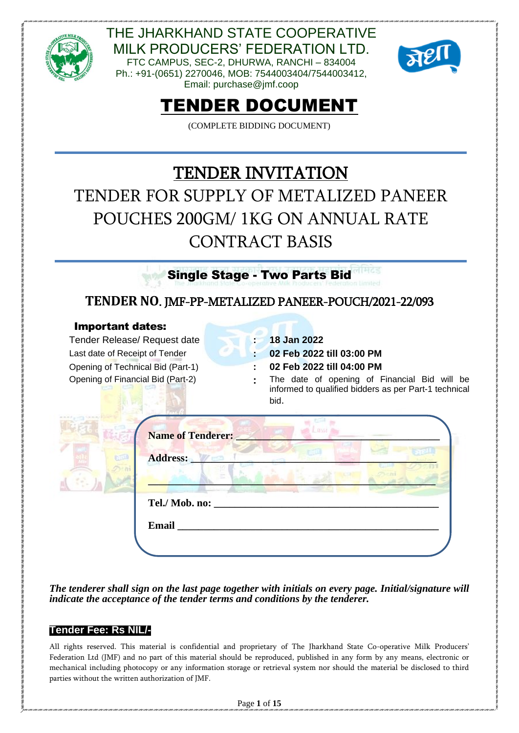# THE JHARKHAND STATE COOPERATIVE MILK PRODUCERS' FEDERATION LTD.

FTC CAMPUS, SEC-2, DHURWA, RANCHI – 834004
Ph.: +91-(0651) 2270046, MOB: 7544003404/7544003412,
Email: purchase@jmf.coop

# TENDER DOCUMENT

(COMPLETE BIDDING DOCUMENT)

## TENDER INVITATION

## TENDER FOR SUPPLY OF METALIZED PANEER POUCHES 200GM/ 1KG ON ANNUAL RATE CONTRACT BASIS

### Single Stage - Two Parts Bid

### TENDER NO. JMF-PP-METALIZED PANEER-POUCH/2021-22/093

**Important dates:**

| | | |
|---|---|---|
| Tender Release/ Request date | : | **18 Jan 2022** |
| Last date of Receipt of Tender | : | **02 Feb 2022 till 03:00 PM** |
| Opening of Technical Bid (Part-1) | : | **02 Feb 2022 till 04:00 PM** |
| Opening of Financial Bid (Part-2) | : | The date of opening of Financial Bid will be informed to qualified bidders as per Part-1 technical bid. |

**Name of Tenderer:** ______________________________

**Address:** ______________________________

______________________________

**Tel./ Mob. no:** ______________________________

**Email** ______________________________

***The tenderer shall sign on the last page together with initials on every page. Initial/signature will indicate the acceptance of the tender terms and conditions by the tenderer.***

**Tender Fee: Rs NIL/-**

All rights reserved. This material is confidential and proprietary of The Jharkhand State Co-operative Milk Producers' Federation Ltd (JMF) and no part of this material should be reproduced, published in any form by any means, electronic or mechanical including photocopy or any information storage or retrieval system nor should the material be disclosed to third parties without the written authorization of JMF.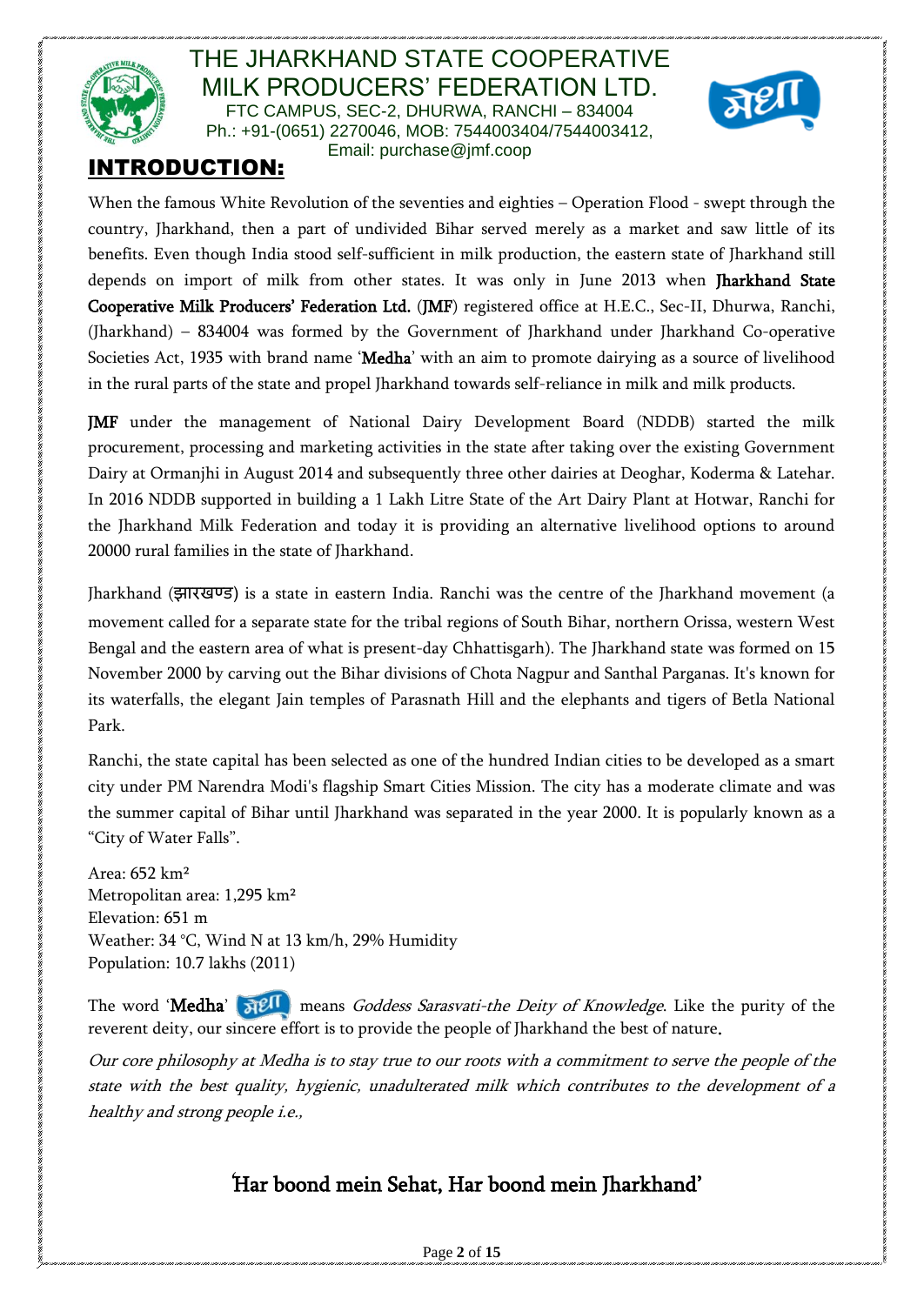# THE JHARKHAND STATE COOPERATIVE MILK PRODUCERS' FEDERATION LTD.

FTC CAMPUS, SEC-2, DHURWA, RANCHI – 834004
Ph.: +91-(0651) 2270046, MOB: 7544003404/7544003412,
Email: purchase@jmf.coop

## INTRODUCTION:

When the famous White Revolution of the seventies and eighties – Operation Flood - swept through the country, Jharkhand, then a part of undivided Bihar served merely as a market and saw little of its benefits. Even though India stood self-sufficient in milk production, the eastern state of Jharkhand still depends on import of milk from other states. It was only in June 2013 when **Jharkhand State Cooperative Milk Producers' Federation Ltd.** (**JMF**) registered office at H.E.C., Sec-II, Dhurwa, Ranchi, (Jharkhand) – 834004 was formed by the Government of Jharkhand under Jharkhand Co-operative Societies Act, 1935 with brand name '**Medha**' with an aim to promote dairying as a source of livelihood in the rural parts of the state and propel Jharkhand towards self-reliance in milk and milk products.

**JMF** under the management of National Dairy Development Board (NDDB) started the milk procurement, processing and marketing activities in the state after taking over the existing Government Dairy at Ormanjhi in August 2014 and subsequently three other dairies at Deoghar, Koderma & Latehar. In 2016 NDDB supported in building a 1 Lakh Litre State of the Art Dairy Plant at Hotwar, Ranchi for the Jharkhand Milk Federation and today it is providing an alternative livelihood options to around 20000 rural families in the state of Jharkhand.

Jharkhand (झारखण्ड) is a state in eastern India. Ranchi was the centre of the Jharkhand movement (a movement called for a separate state for the tribal regions of South Bihar, northern Orissa, western West Bengal and the eastern area of what is present-day Chhattisgarh). The Jharkhand state was formed on 15 November 2000 by carving out the Bihar divisions of Chota Nagpur and Santhal Parganas. It's known for its waterfalls, the elegant Jain temples of Parasnath Hill and the elephants and tigers of Betla National Park.

Ranchi, the state capital has been selected as one of the hundred Indian cities to be developed as a smart city under PM Narendra Modi's flagship Smart Cities Mission. The city has a moderate climate and was the summer capital of Bihar until Jharkhand was separated in the year 2000. It is popularly known as a "City of Water Falls".

Area: 652 km²
Metropolitan area: 1,295 km²
Elevation: 651 m
Weather: 34 °C, Wind N at 13 km/h, 29% Humidity
Population: 10.7 lakhs (2011)

The word '**Medha**' (मेधा) means *Goddess Sarasvati-the Deity of Knowledge*. Like the purity of the reverent deity, our sincere effort is to provide the people of Jharkhand the best of nature.

*Our core philosophy at Medha is to stay true to our roots with a commitment to serve the people of the state with the best quality, hygienic, unadulterated milk which contributes to the development of a healthy and strong people i.e.,*

**'Har boond mein Sehat, Har boond mein Jharkhand'**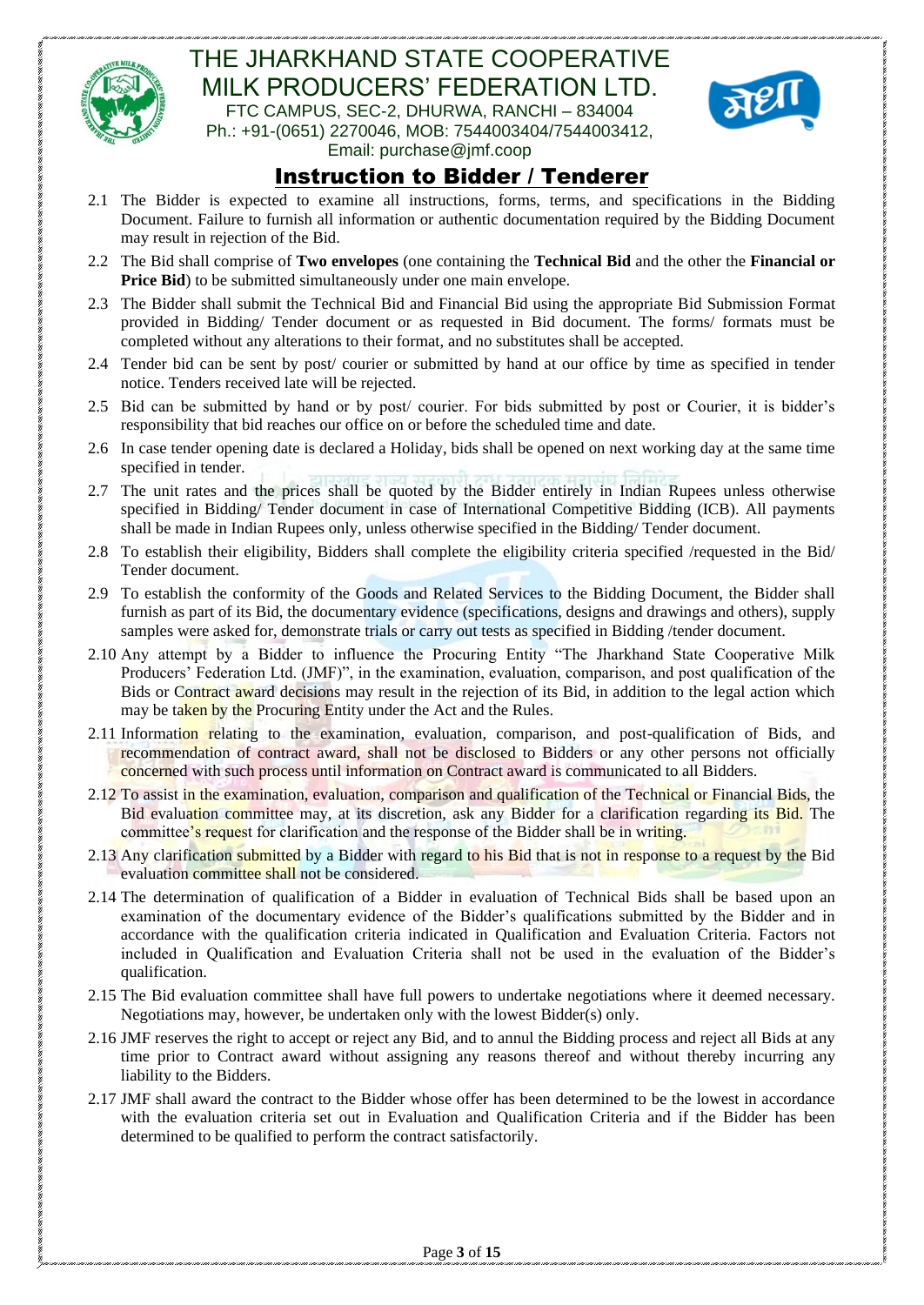# THE JHARKHAND STATE COOPERATIVE MILK PRODUCERS' FEDERATION LTD.

FTC CAMPUS, SEC-2, DHURWA, RANCHI – 834004
Ph.: +91-(0651) 2270046, MOB: 7544003404/7544003412,
Email: purchase@jmf.coop

## Instruction to Bidder / Tenderer

2.1 The Bidder is expected to examine all instructions, forms, terms, and specifications in the Bidding Document. Failure to furnish all information or authentic documentation required by the Bidding Document may result in rejection of the Bid.

2.2 The Bid shall comprise of **Two envelopes** (one containing the **Technical Bid** and the other the **Financial or Price Bid**) to be submitted simultaneously under one main envelope.

2.3 The Bidder shall submit the Technical Bid and Financial Bid using the appropriate Bid Submission Format provided in Bidding/ Tender document or as requested in Bid document. The forms/ formats must be completed without any alterations to their format, and no substitutes shall be accepted.

2.4 Tender bid can be sent by post/ courier or submitted by hand at our office by time as specified in tender notice. Tenders received late will be rejected.

2.5 Bid can be submitted by hand or by post/ courier. For bids submitted by post or Courier, it is bidder's responsibility that bid reaches our office on or before the scheduled time and date.

2.6 In case tender opening date is declared a Holiday, bids shall be opened on next working day at the same time specified in tender.

2.7 The unit rates and the prices shall be quoted by the Bidder entirely in Indian Rupees unless otherwise specified in Bidding/ Tender document in case of International Competitive Bidding (ICB). All payments shall be made in Indian Rupees only, unless otherwise specified in the Bidding/ Tender document.

2.8 To establish their eligibility, Bidders shall complete the eligibility criteria specified /requested in the Bid/ Tender document.

2.9 To establish the conformity of the Goods and Related Services to the Bidding Document, the Bidder shall furnish as part of its Bid, the documentary evidence (specifications, designs and drawings and others), supply samples were asked for, demonstrate trials or carry out tests as specified in Bidding /tender document.

2.10 Any attempt by a Bidder to influence the Procuring Entity "The Jharkhand State Cooperative Milk Producers' Federation Ltd. (JMF)", in the examination, evaluation, comparison, and post qualification of the Bids or Contract award decisions may result in the rejection of its Bid, in addition to the legal action which may be taken by the Procuring Entity under the Act and the Rules.

2.11 Information relating to the examination, evaluation, comparison, and post-qualification of Bids, and recommendation of contract award, shall not be disclosed to Bidders or any other persons not officially concerned with such process until information on Contract award is communicated to all Bidders.

2.12 To assist in the examination, evaluation, comparison and qualification of the Technical or Financial Bids, the Bid evaluation committee may, at its discretion, ask any Bidder for a clarification regarding its Bid. The committee's request for clarification and the response of the Bidder shall be in writing.

2.13 Any clarification submitted by a Bidder with regard to his Bid that is not in response to a request by the Bid evaluation committee shall not be considered.

2.14 The determination of qualification of a Bidder in evaluation of Technical Bids shall be based upon an examination of the documentary evidence of the Bidder's qualifications submitted by the Bidder and in accordance with the qualification criteria indicated in Qualification and Evaluation Criteria. Factors not included in Qualification and Evaluation Criteria shall not be used in the evaluation of the Bidder's qualification.

2.15 The Bid evaluation committee shall have full powers to undertake negotiations where it deemed necessary. Negotiations may, however, be undertaken only with the lowest Bidder(s) only.

2.16 JMF reserves the right to accept or reject any Bid, and to annul the Bidding process and reject all Bids at any time prior to Contract award without assigning any reasons thereof and without thereby incurring any liability to the Bidders.

2.17 JMF shall award the contract to the Bidder whose offer has been determined to be the lowest in accordance with the evaluation criteria set out in Evaluation and Qualification Criteria and if the Bidder has been determined to be qualified to perform the contract satisfactorily.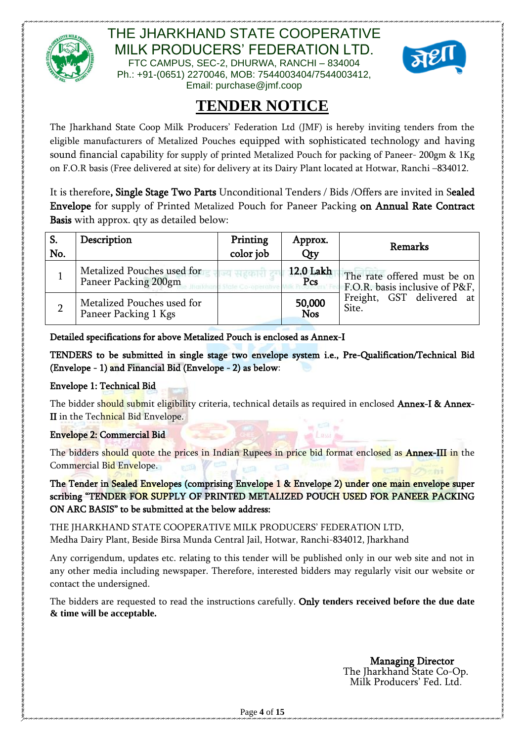# THE JHARKHAND STATE COOPERATIVE MILK PRODUCERS' FEDERATION LTD.

FTC CAMPUS, SEC-2, DHURWA, RANCHI – 834004
Ph.: +91-(0651) 2270046, MOB: 7544003404/7544003412,
Email: purchase@jmf.coop

## TENDER NOTICE

The Jharkhand State Coop Milk Producers' Federation Ltd (JMF) is hereby inviting tenders from the eligible manufacturers of Metalized Pouches equipped with sophisticated technology and having sound financial capability for supply of printed Metalized Pouch for packing of Paneer- 200gm & 1Kg on F.O.R basis (Free delivered at site) for delivery at its Dairy Plant located at Hotwar, Ranchi –834012.

It is therefore, **Single Stage Two Parts** Unconditional Tenders / Bids /Offers are invited in **Sealed Envelope** for supply of Printed Metalized Pouch for Paneer Packing **on Annual Rate Contract Basis** with approx. qty as detailed below:

| S. No. | Description | Printing color job | Approx. Qty | Remarks |
|---|---|---|---|---|
| 1 | Metalized Pouches used for Paneer Packing 200gm | | **12.0 Lakh Pcs** | The rate offered must be on F.O.R. basis inclusive of P&F, Freight, GST delivered at Site. |
| 2 | Metalized Pouches used for Paneer Packing 1 Kgs | | **50,000 Nos** | |

**Detailed specifications for above Metalized Pouch is enclosed as Annex-I**

**TENDERS to be submitted in single stage two envelope system i.e., Pre-Qualification/Technical Bid (Envelope - 1) and Financial Bid (Envelope - 2) as below**:

**Envelope 1: Technical Bid**

The bidder should submit eligibility criteria, technical details as required in enclosed **Annex-I & Annex-II** in the Technical Bid Envelope.

**Envelope 2: Commercial Bid**

The bidders should quote the prices in Indian Rupees in price bid format enclosed as **Annex-III** in the Commercial Bid Envelope.

**The Tender in Sealed Envelopes (comprising Envelope 1 & Envelope 2) under one main envelope super scribing "TENDER FOR SUPPLY OF PRINTED METALIZED POUCH USED FOR PANEER PACKING ON ARC BASIS" to be submitted at the below address:**

THE JHARKHAND STATE COOPERATIVE MILK PRODUCERS' FEDERATION LTD,
Medha Dairy Plant, Beside Birsa Munda Central Jail, Hotwar, Ranchi-834012, Jharkhand

Any corrigendum, updates etc. relating to this tender will be published only in our web site and not in any other media including newspaper. Therefore, interested bidders may regularly visit our website or contact the undersigned.

The bidders are requested to read the instructions carefully. **Only tenders received before the due date & time will be acceptable.**

**Managing Director**
The Jharkhand State Co-Op.
Milk Producers' Fed. Ltd.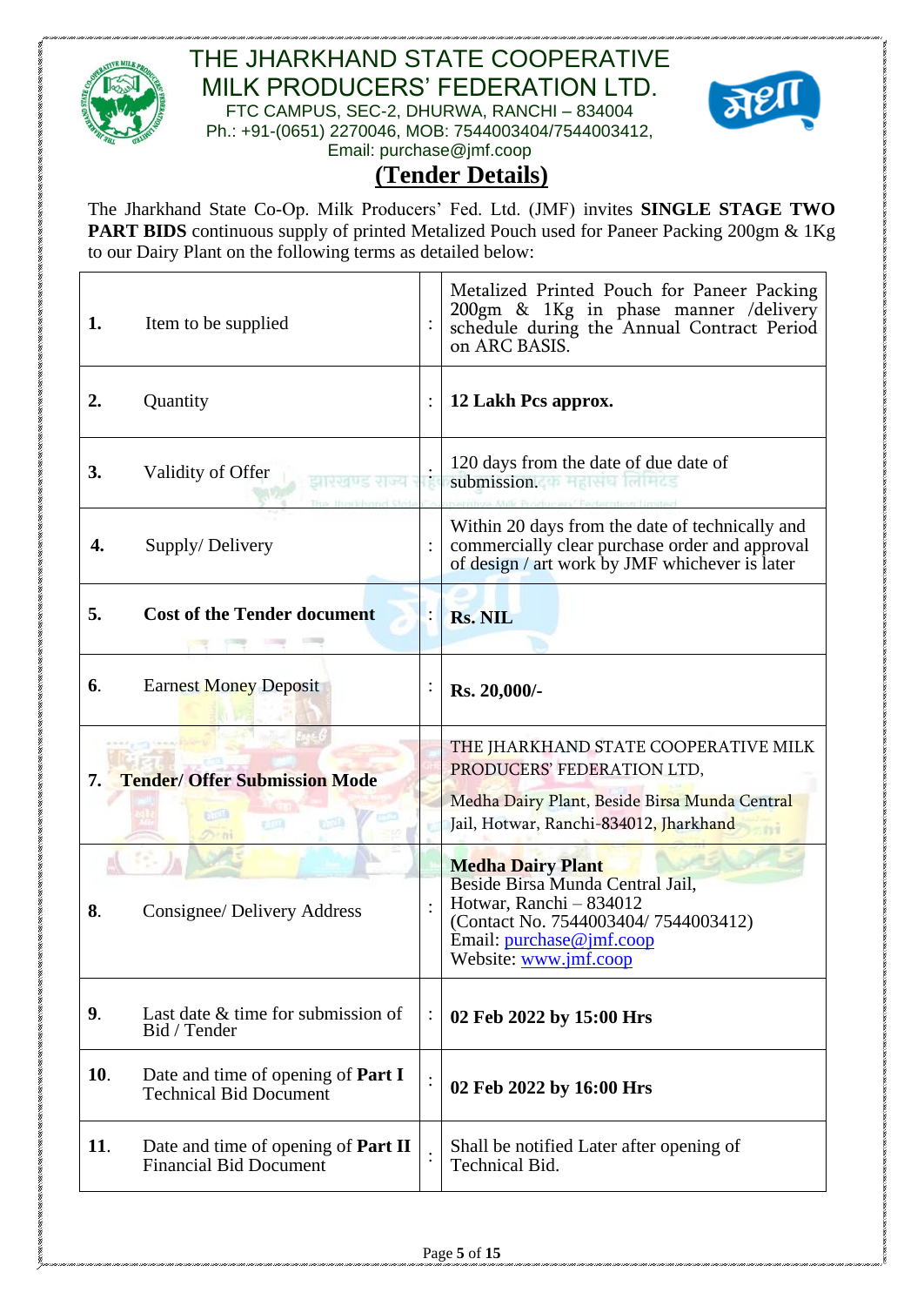# THE JHARKHAND STATE COOPERATIVE MILK PRODUCERS' FEDERATION LTD.

FTC CAMPUS, SEC-2, DHURWA, RANCHI – 834004
Ph.: +91-(0651) 2270046, MOB: 7544003404/7544003412,
Email: purchase@jmf.coop

## (Tender Details)

The Jharkhand State Co-Op. Milk Producers' Fed. Ltd. (JMF) invites **SINGLE STAGE TWO PART BIDS** continuous supply of printed Metalized Pouch used for Paneer Packing 200gm & 1Kg to our Dairy Plant on the following terms as detailed below:

| | | | |
|---|---|---|---|
| **1.** | Item to be supplied | : | Metalized Printed Pouch for Paneer Packing 200gm & 1Kg in phase manner /delivery schedule during the Annual Contract Period on ARC BASIS. |
| **2.** | Quantity | : | **12 Lakh Pcs approx.** |
| **3.** | Validity of Offer | : | 120 days from the date of due date of submission. |
| **4.** | Supply/ Delivery | : | Within 20 days from the date of technically and commercially clear purchase order and approval of design / art work by JMF whichever is later |
| **5.** | **Cost of the Tender document** | : | **Rs. NIL** |
| **6.** | Earnest Money Deposit | : | **Rs. 20,000/-** |
| **7.** | **Tender/ Offer Submission Mode** | | THE JHARKHAND STATE COOPERATIVE MILK PRODUCERS' FEDERATION LTD, Medha Dairy Plant, Beside Birsa Munda Central Jail, Hotwar, Ranchi-834012, Jharkhand |
| **8.** | Consignee/ Delivery Address | : | **Medha Dairy Plant** Beside Birsa Munda Central Jail, Hotwar, Ranchi – 834012 (Contact No. 7544003404/ 7544003412) Email: purchase@jmf.coop Website: www.jmf.coop |
| **9.** | Last date & time for submission of Bid / Tender | : | **02 Feb 2022 by 15:00 Hrs** |
| **10.** | Date and time of opening of **Part I** Technical Bid Document | : | **02 Feb 2022 by 16:00 Hrs** |
| **11.** | Date and time of opening of **Part II** Financial Bid Document | : | Shall be notified Later after opening of Technical Bid. |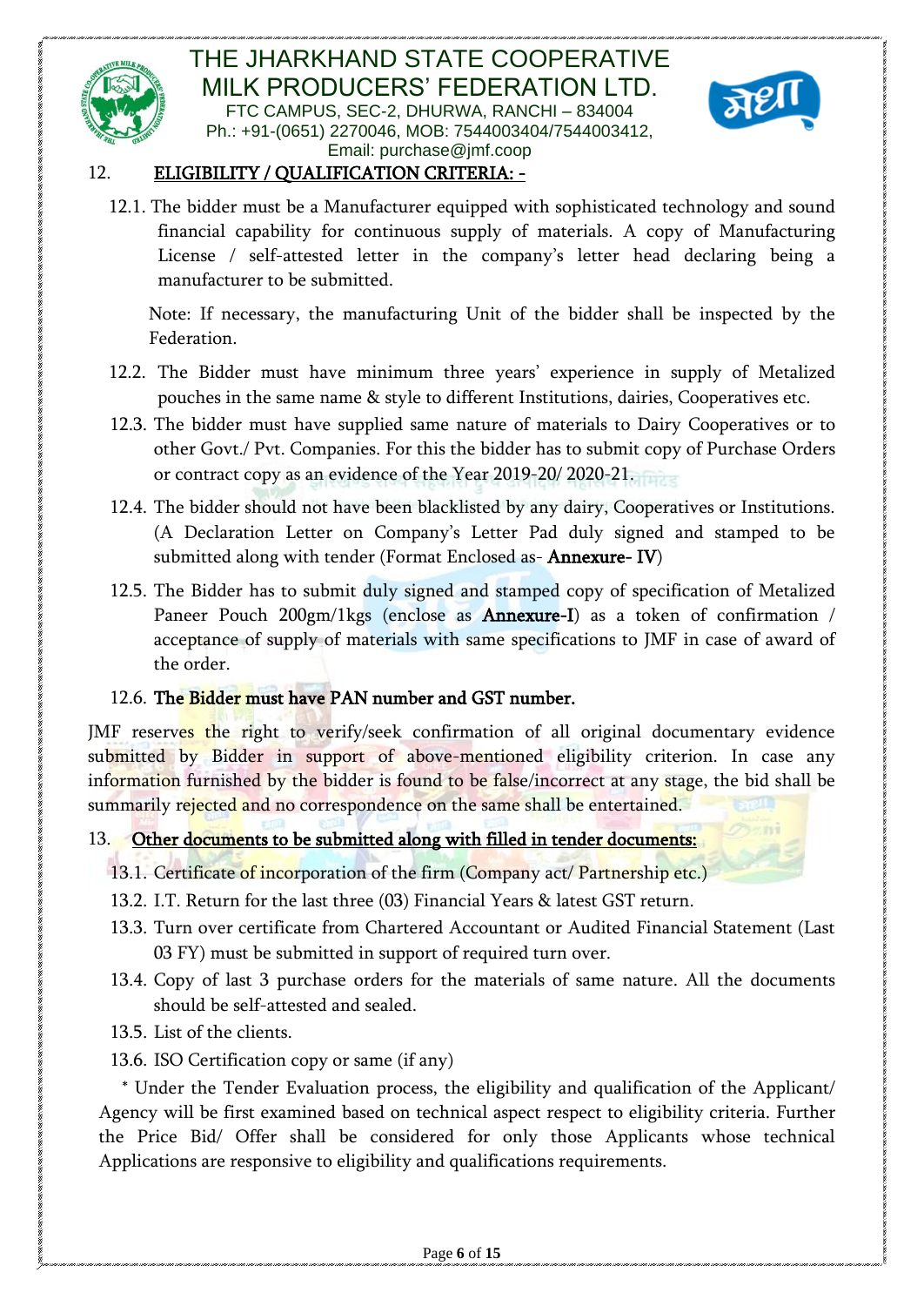## 12. ELIGIBILITY / QUALIFICATION CRITERIA: -

12.1. The bidder must be a Manufacturer equipped with sophisticated technology and sound financial capability for continuous supply of materials. A copy of Manufacturing License / self-attested letter in the company's letter head declaring being a manufacturer to be submitted.

Note: If necessary, the manufacturing Unit of the bidder shall be inspected by the Federation.

12.2. The Bidder must have minimum three years' experience in supply of Metalized pouches in the same name & style to different Institutions, dairies, Cooperatives etc.

12.3. The bidder must have supplied same nature of materials to Dairy Cooperatives or to other Govt./ Pvt. Companies. For this the bidder has to submit copy of Purchase Orders or contract copy as an evidence of the Year 2019-20/ 2020-21.

12.4. The bidder should not have been blacklisted by any dairy, Cooperatives or Institutions. (A Declaration Letter on Company's Letter Pad duly signed and stamped to be submitted along with tender (Format Enclosed as- **Annexure- IV**)

12.5. The Bidder has to submit duly signed and stamped copy of specification of Metalized Paneer Pouch 200gm/1kgs (enclose as **Annexure-I**) as a token of confirmation / acceptance of supply of materials with same specifications to JMF in case of award of the order.

12.6. **The Bidder must have PAN number and GST number.**

JMF reserves the right to verify/seek confirmation of all original documentary evidence submitted by Bidder in support of above-mentioned eligibility criterion. In case any information furnished by the bidder is found to be false/incorrect at any stage, the bid shall be summarily rejected and no correspondence on the same shall be entertained.

## 13. Other documents to be submitted along with filled in tender documents:

13.1. Certificate of incorporation of the firm (Company act/ Partnership etc.)

13.2. I.T. Return for the last three (03) Financial Years & latest GST return.

13.3. Turn over certificate from Chartered Accountant or Audited Financial Statement (Last 03 FY) must be submitted in support of required turn over.

13.4. Copy of last 3 purchase orders for the materials of same nature. All the documents should be self-attested and sealed.

13.5. List of the clients.

13.6. ISO Certification copy or same (if any)

* Under the Tender Evaluation process, the eligibility and qualification of the Applicant/ Agency will be first examined based on technical aspect respect to eligibility criteria. Further the Price Bid/ Offer shall be considered for only those Applicants whose technical Applications are responsive to eligibility and qualifications requirements.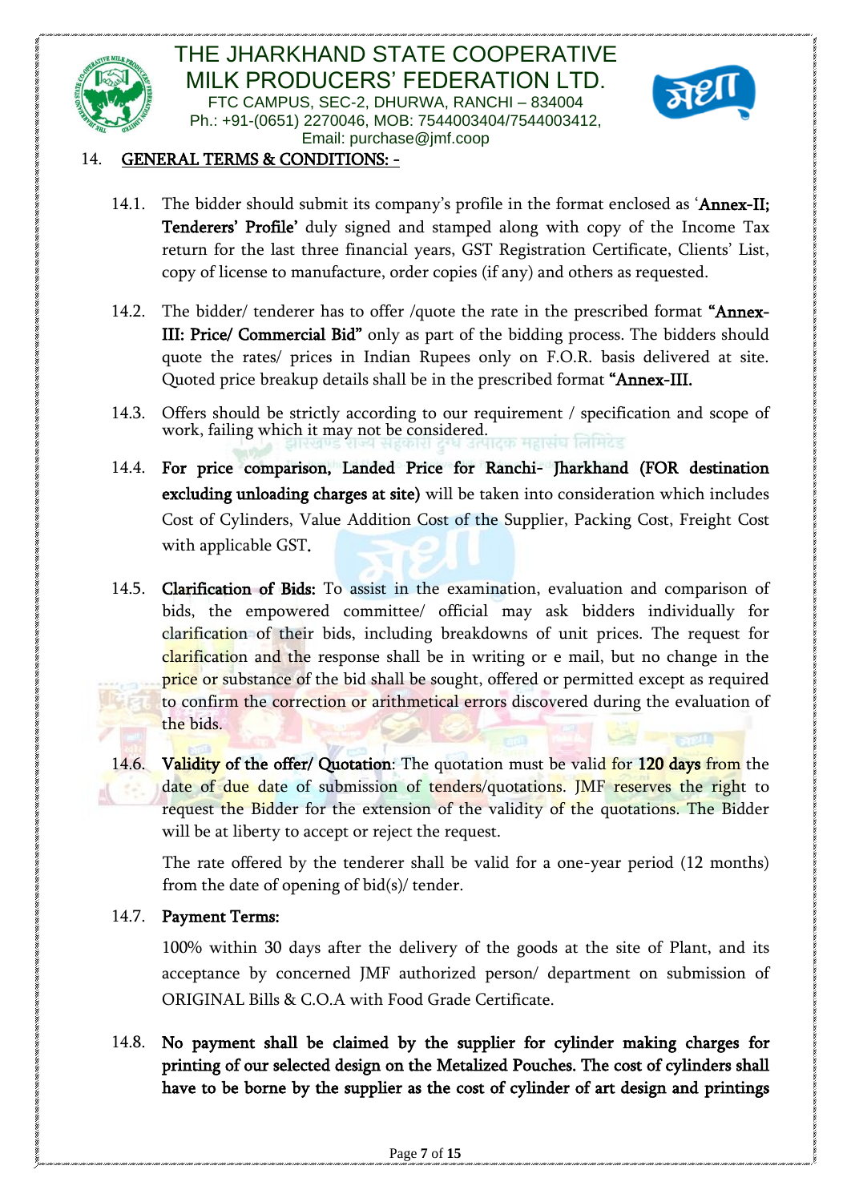## 14. GENERAL TERMS & CONDITIONS: -

14.1. The bidder should submit its company's profile in the format enclosed as '**Annex-II; Tenderers' Profile**' duly signed and stamped along with copy of the Income Tax return for the last three financial years, GST Registration Certificate, Clients' List, copy of license to manufacture, order copies (if any) and others as requested.

14.2. The bidder/ tenderer has to offer /quote the rate in the prescribed format **"Annex-III: Price/ Commercial Bid"** only as part of the bidding process. The bidders should quote the rates/ prices in Indian Rupees only on F.O.R. basis delivered at site. Quoted price breakup details shall be in the prescribed format **"Annex-III.**

14.3. Offers should be strictly according to our requirement / specification and scope of work, failing which it may not be considered.

14.4. **For price comparison, Landed Price for Ranchi- Jharkhand (FOR destination excluding unloading charges at site)** will be taken into consideration which includes Cost of Cylinders, Value Addition Cost of the Supplier, Packing Cost, Freight Cost with applicable GST.

14.5. **Clarification of Bids:** To assist in the examination, evaluation and comparison of bids, the empowered committee/ official may ask bidders individually for clarification of their bids, including breakdowns of unit prices. The request for clarification and the response shall be in writing or e mail, but no change in the price or substance of the bid shall be sought, offered or permitted except as required to confirm the correction or arithmetical errors discovered during the evaluation of the bids.

14.6. **Validity of the offer/ Quotation**: The quotation must be valid for **120 days** from the date of due date of submission of tenders/quotations. JMF reserves the right to request the Bidder for the extension of the validity of the quotations. The Bidder will be at liberty to accept or reject the request.

The rate offered by the tenderer shall be valid for a one-year period (12 months) from the date of opening of bid(s)/ tender.

14.7. **Payment Terms:**

100% within 30 days after the delivery of the goods at the site of Plant, and its acceptance by concerned JMF authorized person/ department on submission of ORIGINAL Bills & C.O.A with Food Grade Certificate.

14.8. **No payment shall be claimed by the supplier for cylinder making charges for printing of our selected design on the Metalized Pouches. The cost of cylinders shall have to be borne by the supplier as the cost of cylinder of art design and printings**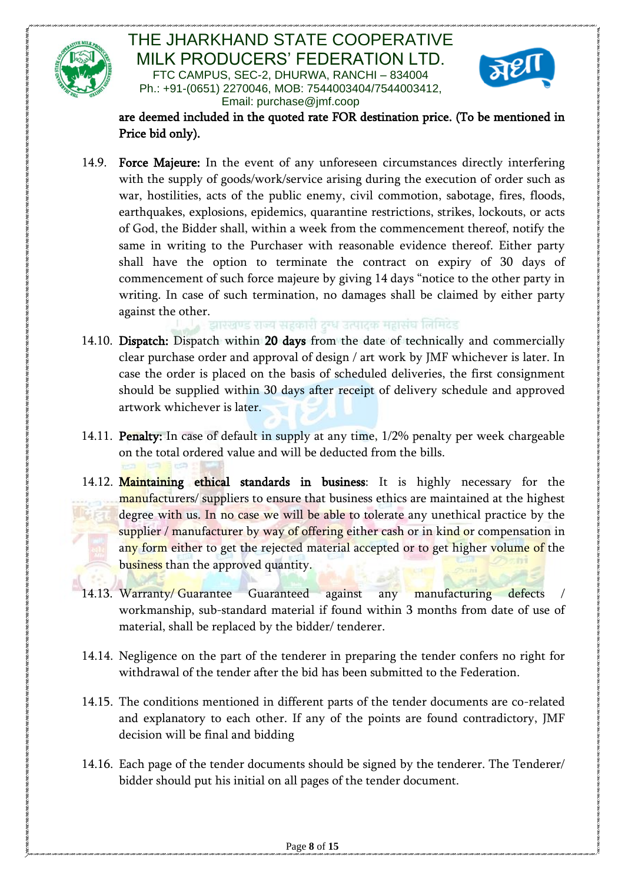are deemed included in the quoted rate FOR destination price. (To be mentioned in Price bid only).

14.9. **Force Majeure:** In the event of any unforeseen circumstances directly interfering with the supply of goods/work/service arising during the execution of order such as war, hostilities, acts of the public enemy, civil commotion, sabotage, fires, floods, earthquakes, explosions, epidemics, quarantine restrictions, strikes, lockouts, or acts of God, the Bidder shall, within a week from the commencement thereof, notify the same in writing to the Purchaser with reasonable evidence thereof. Either party shall have the option to terminate the contract on expiry of 30 days of commencement of such force majeure by giving 14 days "notice to the other party in writing. In case of such termination, no damages shall be claimed by either party against the other.

14.10. **Dispatch:** Dispatch within **20 days** from the date of technically and commercially clear purchase order and approval of design / art work by JMF whichever is later. In case the order is placed on the basis of scheduled deliveries, the first consignment should be supplied within 30 days after receipt of delivery schedule and approved artwork whichever is later.

14.11. **Penalty:** In case of default in supply at any time, 1/2% penalty per week chargeable on the total ordered value and will be deducted from the bills.

14.12. **Maintaining ethical standards in business**: It is highly necessary for the manufacturers/ suppliers to ensure that business ethics are maintained at the highest degree with us. In no case we will be able to tolerate any unethical practice by the supplier / manufacturer by way of offering either cash or in kind or compensation in any form either to get the rejected material accepted or to get higher volume of the business than the approved quantity.

14.13. Warranty/ Guarantee Guaranteed against any manufacturing defects / workmanship, sub-standard material if found within 3 months from date of use of material, shall be replaced by the bidder/ tenderer.

14.14. Negligence on the part of the tenderer in preparing the tender confers no right for withdrawal of the tender after the bid has been submitted to the Federation.

14.15. The conditions mentioned in different parts of the tender documents are co-related and explanatory to each other. If any of the points are found contradictory, JMF decision will be final and bidding

14.16. Each page of the tender documents should be signed by the tenderer. The Tenderer/ bidder should put his initial on all pages of the tender document.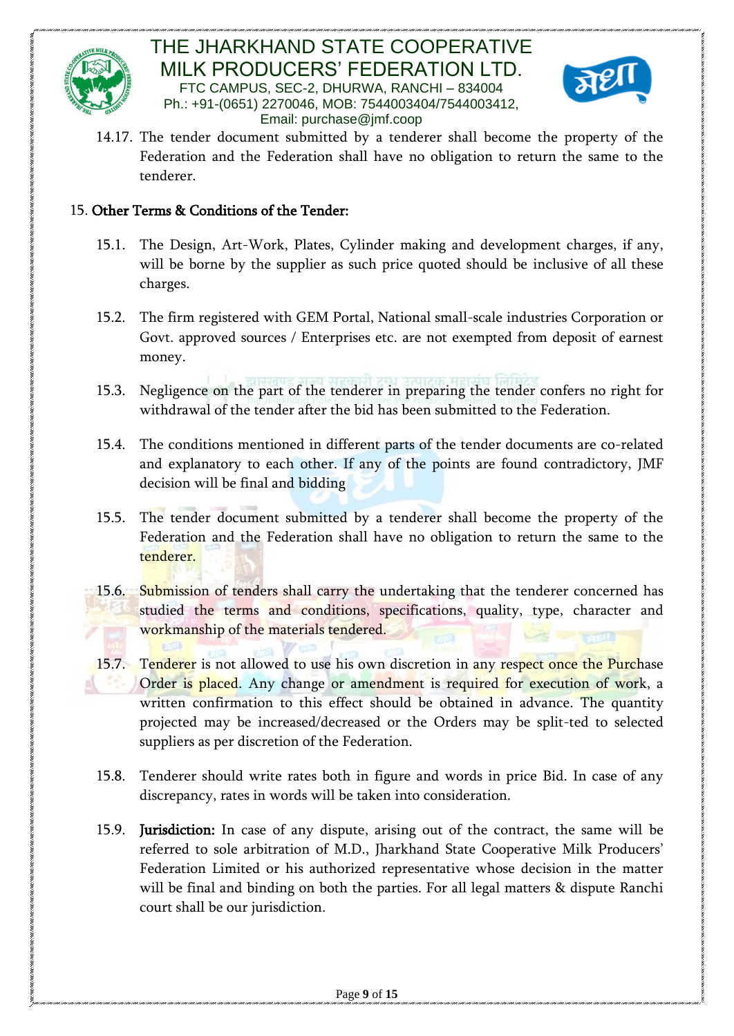14.17. The tender document submitted by a tenderer shall become the property of the Federation and the Federation shall have no obligation to return the same to the tenderer.

15. **Other Terms & Conditions of the Tender:**

15.1. The Design, Art-Work, Plates, Cylinder making and development charges, if any, will be borne by the supplier as such price quoted should be inclusive of all these charges.

15.2. The firm registered with GEM Portal, National small-scale industries Corporation or Govt. approved sources / Enterprises etc. are not exempted from deposit of earnest money.

15.3. Negligence on the part of the tenderer in preparing the tender confers no right for withdrawal of the tender after the bid has been submitted to the Federation.

15.4. The conditions mentioned in different parts of the tender documents are co-related and explanatory to each other. If any of the points are found contradictory, JMF decision will be final and bidding

15.5. The tender document submitted by a tenderer shall become the property of the Federation and the Federation shall have no obligation to return the same to the tenderer.

15.6. Submission of tenders shall carry the undertaking that the tenderer concerned has studied the terms and conditions, specifications, quality, type, character and workmanship of the materials tendered.

15.7. Tenderer is not allowed to use his own discretion in any respect once the Purchase Order is placed. Any change or amendment is required for execution of work, a written confirmation to this effect should be obtained in advance. The quantity projected may be increased/decreased or the Orders may be split-ted to selected suppliers as per discretion of the Federation.

15.8. Tenderer should write rates both in figure and words in price Bid. In case of any discrepancy, rates in words will be taken into consideration.

15.9. **Jurisdiction:** In case of any dispute, arising out of the contract, the same will be referred to sole arbitration of M.D., Jharkhand State Cooperative Milk Producers' Federation Limited or his authorized representative whose decision in the matter will be final and binding on both the parties. For all legal matters & dispute Ranchi court shall be our jurisdiction.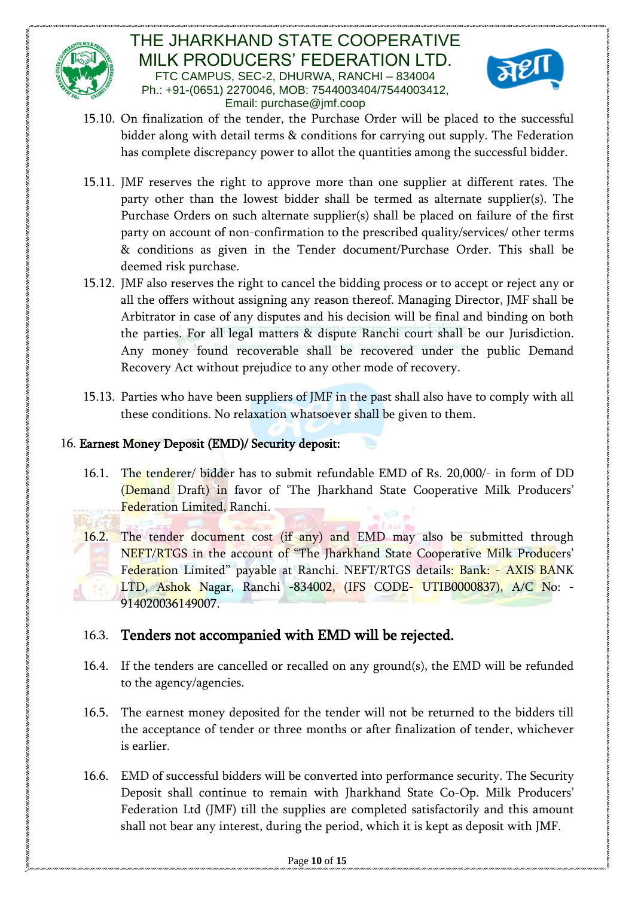15.10. On finalization of the tender, the Purchase Order will be placed to the successful bidder along with detail terms & conditions for carrying out supply. The Federation has complete discrepancy power to allot the quantities among the successful bidder.

15.11. JMF reserves the right to approve more than one supplier at different rates. The party other than the lowest bidder shall be termed as alternate supplier(s). The Purchase Orders on such alternate supplier(s) shall be placed on failure of the first party on account of non-confirmation to the prescribed quality/services/ other terms & conditions as given in the Tender document/Purchase Order. This shall be deemed risk purchase.

15.12. JMF also reserves the right to cancel the bidding process or to accept or reject any or all the offers without assigning any reason thereof. Managing Director, JMF shall be Arbitrator in case of any disputes and his decision will be final and binding on both the parties. For all legal matters & dispute Ranchi court shall be our Jurisdiction. Any money found recoverable shall be recovered under the public Demand Recovery Act without prejudice to any other mode of recovery.

15.13. Parties who have been suppliers of JMF in the past shall also have to comply with all these conditions. No relaxation whatsoever shall be given to them.

16. **Earnest Money Deposit (EMD)/ Security deposit:**

16.1. The tenderer/ bidder has to submit refundable EMD of Rs. 20,000/- in form of DD (Demand Draft) in favor of 'The Jharkhand State Cooperative Milk Producers' Federation Limited, Ranchi.

16.2. The tender document cost (if any) and EMD may also be submitted through NEFT/RTGS in the account of "The Jharkhand State Cooperative Milk Producers' Federation Limited" payable at Ranchi. NEFT/RTGS details: Bank: - AXIS BANK LTD, Ashok Nagar, Ranchi -834002, (IFS CODE- UTIB0000837), A/C No: -914020036149007.

16.3. **Tenders not accompanied with EMD will be rejected.**

16.4. If the tenders are cancelled or recalled on any ground(s), the EMD will be refunded to the agency/agencies.

16.5. The earnest money deposited for the tender will not be returned to the bidders till the acceptance of tender or three months or after finalization of tender, whichever is earlier.

16.6. EMD of successful bidders will be converted into performance security. The Security Deposit shall continue to remain with Jharkhand State Co-Op. Milk Producers' Federation Ltd (JMF) till the supplies are completed satisfactorily and this amount shall not bear any interest, during the period, which it is kept as deposit with JMF.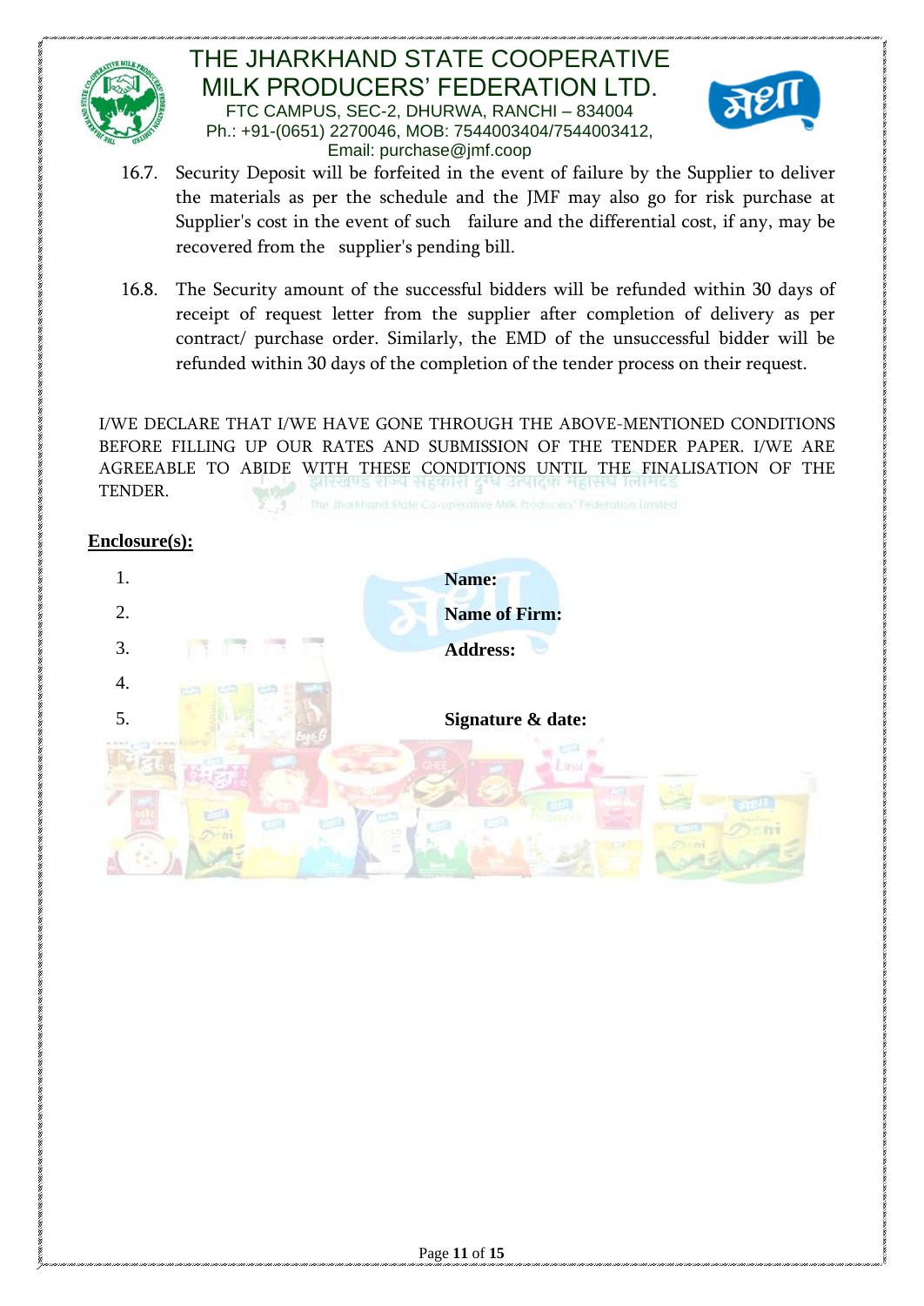16.7. Security Deposit will be forfeited in the event of failure by the Supplier to deliver the materials as per the schedule and the JMF may also go for risk purchase at Supplier's cost in the event of such failure and the differential cost, if any, may be recovered from the supplier's pending bill.

16.8. The Security amount of the successful bidders will be refunded within 30 days of receipt of request letter from the supplier after completion of delivery as per contract/ purchase order. Similarly, the EMD of the unsuccessful bidder will be refunded within 30 days of the completion of the tender process on their request.

I/WE DECLARE THAT I/WE HAVE GONE THROUGH THE ABOVE-MENTIONED CONDITIONS BEFORE FILLING UP OUR RATES AND SUBMISSION OF THE TENDER PAPER. I/WE ARE AGREEABLE TO ABIDE WITH THESE CONDITIONS UNTIL THE FINALISATION OF THE TENDER.

**Enclosure(s):**

1.
2.
3.
4.
5.

**Name:**

**Name of Firm:**

**Address:**

**Signature & date:**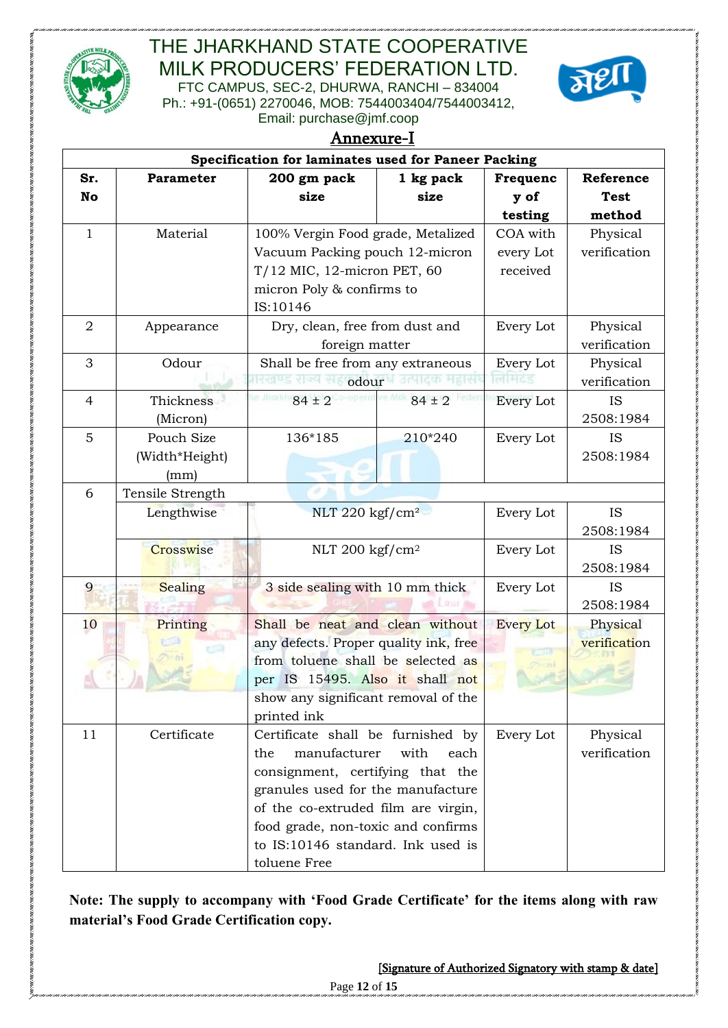# THE JHARKHAND STATE COOPERATIVE MILK PRODUCERS' FEDERATION LTD.

FTC CAMPUS, SEC-2, DHURWA, RANCHI – 834004
Ph.: +91-(0651) 2270046, MOB: 7544003404/7544003412,
Email: purchase@jmf.coop

## Annexure-I

| Specification for laminates used for Paneer Packing | | | | | |
|---|---|---|---|---|---|
| **Sr. No** | **Parameter** | **200 gm pack size** | **1 kg pack size** | **Frequency of testing** | **Reference Test method** |
| 1 | Material | 100% Vergin Food grade, Metalized Vacuum Packing pouch 12-micron T/12 MIC, 12-micron PET, 60 micron Poly & confirms to IS:10146 | | COA with every Lot received | Physical verification |
| 2 | Appearance | Dry, clean, free from dust and foreign matter | | Every Lot | Physical verification |
| 3 | Odour | Shall be free from any extraneous odour | | Every Lot | Physical verification |
| 4 | Thickness (Micron) | 84 ± 2 | 84 ± 2 | Every Lot | IS 2508:1984 |
| 5 | Pouch Size (Width*Height) (mm) | 136*185 | 210*240 | Every Lot | IS 2508:1984 |
| 6 | Tensile Strength | | | | |
| | Lengthwise | NLT 220 kgf/cm² | | Every Lot | IS 2508:1984 |
| | Crosswise | NLT 200 kgf/cm² | | Every Lot | IS 2508:1984 |
| 9 | Sealing | 3 side sealing with 10 mm thick | | Every Lot | IS 2508:1984 |
| 10 | Printing | Shall be neat and clean without any defects. Proper quality ink, free from toluene shall be selected as per IS 15495. Also it shall not show any significant removal of the printed ink | | Every Lot | Physical verification |
| 11 | Certificate | Certificate shall be furnished by the manufacturer with each consignment, certifying that the granules used for the manufacture of the co-extruded film are virgin, food grade, non-toxic and confirms to IS:10146 standard. Ink used is toluene Free | | Every Lot | Physical verification |

**Note: The supply to accompany with 'Food Grade Certificate' for the items along with raw material's Food Grade Certification copy.**

[Signature of Authorized Signatory with stamp & date]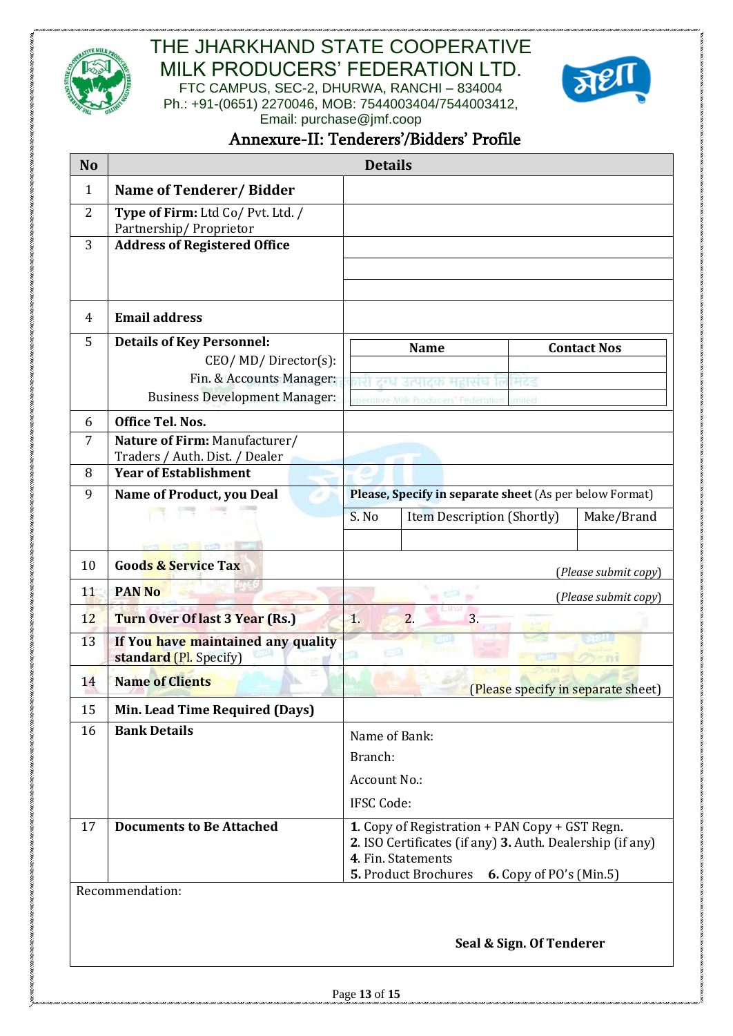# THE JHARKHAND STATE COOPERATIVE MILK PRODUCERS' FEDERATION LTD.

FTC CAMPUS, SEC-2, DHURWA, RANCHI – 834004
Ph.: +91-(0651) 2270046, MOB: 7544003404/7544003412,
Email: purchase@jmf.coop

## Annexure-II: Tenderers'/Bidders' Profile

| No | Details | |
|---|---|---|
| 1 | **Name of Tenderer/ Bidder** | |
| 2 | **Type of Firm:** Ltd Co/ Pvt. Ltd. / Partnership/ Proprietor | |
| 3 | **Address of Registered Office** | |
| 4 | **Email address** | |
| 5 | **Details of Key Personnel:**<br>CEO/ MD/ Director(s):<br>Fin. & Accounts Manager:<br>Business Development Manager: | **Name** / **Contact Nos** |
| 6 | **Office Tel. Nos.** | |
| 7 | **Nature of Firm:** Manufacturer/ Traders / Auth. Dist. / Dealer | |
| 8 | **Year of Establishment** | |
| 9 | **Name of Product, you Deal** | **Please, Specify in separate sheet** (As per below Format)<br>S. No / Item Description (Shortly) / Make/Brand |
| 10 | **Goods & Service Tax** | (*Please submit copy*) |
| 11 | **PAN No** | (*Please submit copy*) |
| 12 | **Turn Over Of last 3 Year (Rs.)** | 1. 2. 3. |
| 13 | **If You have maintained any quality standard** (Pl. Specify) | |
| 14 | **Name of Clients** | (Please specify in separate sheet) |
| 15 | **Min. Lead Time Required (Days)** | |
| 16 | **Bank Details** | Name of Bank:<br>Branch:<br>Account No.:<br>IFSC Code: |
| 17 | **Documents to Be Attached** | **1**. Copy of Registration + PAN Copy + GST Regn.<br>**2**. ISO Certificates (if any) **3.** Auth. Dealership (if any)<br>**4**. Fin. Statements<br>**5.** Product Brochures **6.** Copy of PO's (Min.5) |

Recommendation:

**Seal & Sign. Of Tenderer**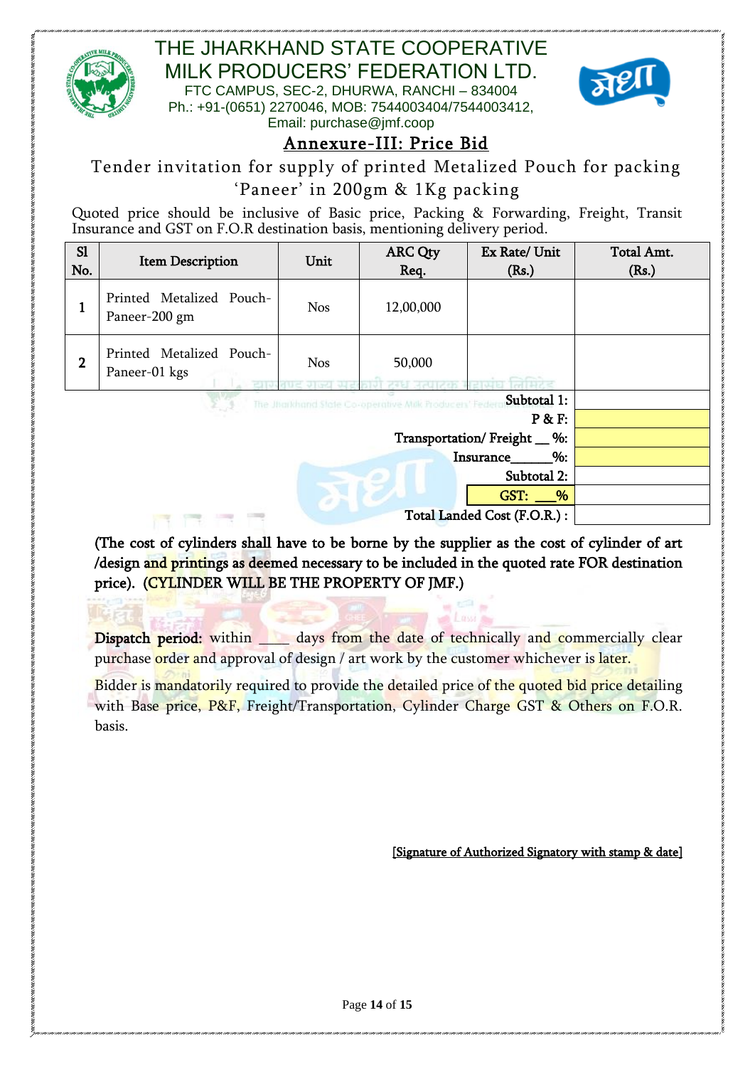# THE JHARKHAND STATE COOPERATIVE MILK PRODUCERS' FEDERATION LTD.

FTC CAMPUS, SEC-2, DHURWA, RANCHI – 834004
Ph.: +91-(0651) 2270046, MOB: 7544003404/7544003412,
Email: purchase@jmf.coop

## Annexure-III: Price Bid

### Tender invitation for supply of printed Metalized Pouch for packing 'Paneer' in 200gm & 1Kg packing

Quoted price should be inclusive of Basic price, Packing & Forwarding, Freight, Transit Insurance and GST on F.O.R destination basis, mentioning delivery period.

| Sl No. | Item Description | Unit | ARC Qty Req. | Ex Rate/ Unit (Rs.) | Total Amt. (Rs.) |
|---|---|---|---|---|---|
| 1 | Printed Metalized Pouch-Paneer-200 gm | Nos | 12,00,000 | | |
| 2 | Printed Metalized Pouch-Paneer-01 kgs | Nos | 50,000 | | |
| | | | | Subtotal 1: | |
| | | | | P & F: | |
| | | | | Transportation/ Freight __ %: | |
| | | | | Insurance______%: | |
| | | | | Subtotal 2: | |
| | | | | GST: ___% | |
| | | | | Total Landed Cost (F.O.R.) : | |

**(The cost of cylinders shall have to be borne by the supplier as the cost of cylinder of art /design and printings as deemed necessary to be included in the quoted rate FOR destination price). (CYLINDER WILL BE THE PROPERTY OF JMF.)**

**Dispatch period:** within ____ days from the date of technically and commercially clear purchase order and approval of design / art work by the customer whichever is later.

Bidder is mandatorily required to provide the detailed price of the quoted bid price detailing with Base price, P&F, Freight/Transportation, Cylinder Charge GST & Others on F.O.R. basis.

[Signature of Authorized Signatory with stamp & date]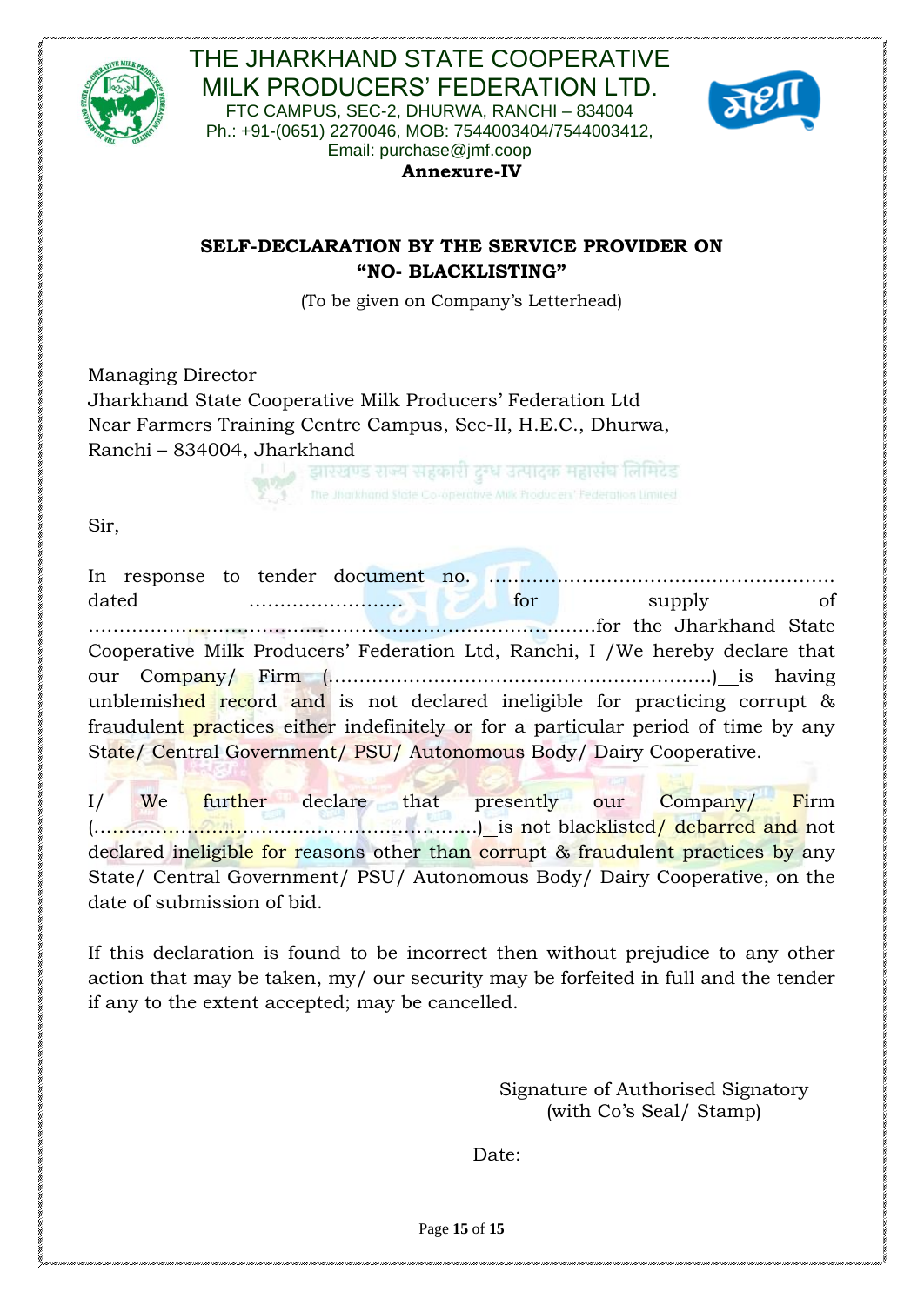# THE JHARKHAND STATE COOPERATIVE MILK PRODUCERS' FEDERATION LTD.

FTC CAMPUS, SEC-2, DHURWA, RANCHI – 834004
Ph.: +91-(0651) 2270046, MOB: 7544003404/7544003412,
Email: purchase@jmf.coop

**Annexure-IV**

## SELF-DECLARATION BY THE SERVICE PROVIDER ON "NO- BLACKLISTING"

(To be given on Company's Letterhead)

Managing Director
Jharkhand State Cooperative Milk Producers' Federation Ltd
Near Farmers Training Centre Campus, Sec-II, H.E.C., Dhurwa,
Ranchi – 834004, Jharkhand

Sir,

In response to tender document no. ……………………………………………… dated ……………………. for supply of ……………………………………………………………………for the Jharkhand State Cooperative Milk Producers' Federation Ltd, Ranchi, I /We hereby declare that our Company/ Firm (……………………………………………………) is having unblemished record and is not declared ineligible for practicing corrupt & fraudulent practices either indefinitely or for a particular period of time by any State/ Central Government/ PSU/ Autonomous Body/ Dairy Cooperative.

I/ We further declare that presently our Company/ Firm (……………………………………………………) is not blacklisted/ debarred and not declared ineligible for reasons other than corrupt & fraudulent practices by any State/ Central Government/ PSU/ Autonomous Body/ Dairy Cooperative, on the date of submission of bid.

If this declaration is found to be incorrect then without prejudice to any other action that may be taken, my/ our security may be forfeited in full and the tender if any to the extent accepted; may be cancelled.

Signature of Authorised Signatory
(with Co's Seal/ Stamp)

Date: